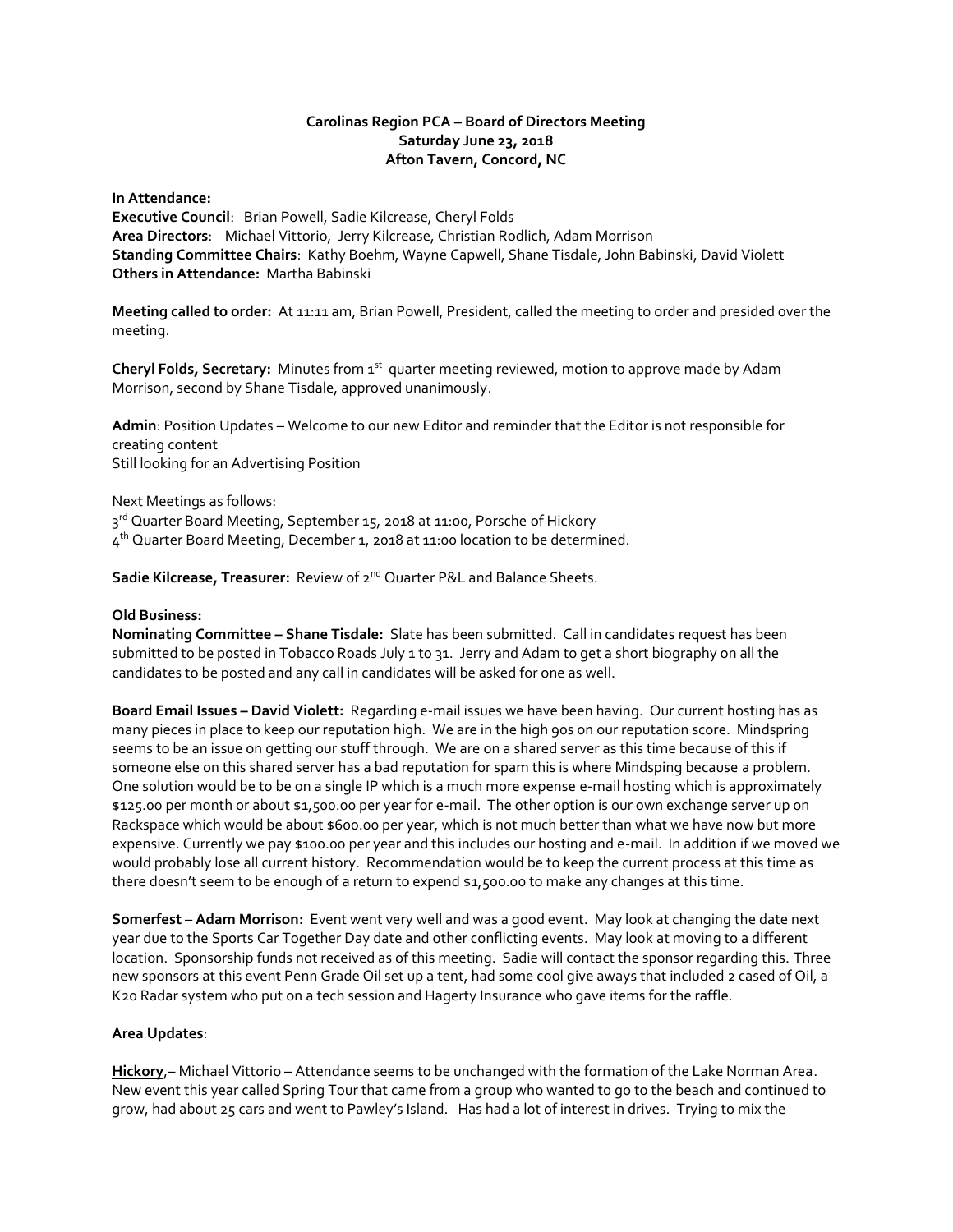**Carolinas Region PCA – Board of Directors Meeting**
**Saturday June 23, 2018**
**Afton Tavern, Concord, NC**

**In Attendance:**
**Executive Council**: Brian Powell, Sadie Kilcrease, Cheryl Folds
**Area Directors**: Michael Vittorio, Jerry Kilcrease, Christian Rodlich, Adam Morrison
**Standing Committee Chairs**: Kathy Boehm, Wayne Capwell, Shane Tisdale, John Babinski, David Violett
**Others in Attendance:** Martha Babinski

**Meeting called to order:** At 11:11 am, Brian Powell, President, called the meeting to order and presided over the meeting.

**Cheryl Folds, Secretary:** Minutes from 1st quarter meeting reviewed, motion to approve made by Adam Morrison, second by Shane Tisdale, approved unanimously.

**Admin**: Position Updates – Welcome to our new Editor and reminder that the Editor is not responsible for creating content
Still looking for an Advertising Position

Next Meetings as follows:
3rd Quarter Board Meeting, September 15, 2018 at 11:00, Porsche of Hickory
4th Quarter Board Meeting, December 1, 2018 at 11:00 location to be determined.

**Sadie Kilcrease, Treasurer:** Review of 2nd Quarter P&L and Balance Sheets.

**Old Business:**
**Nominating Committee – Shane Tisdale:** Slate has been submitted. Call in candidates request has been submitted to be posted in Tobacco Roads July 1 to 31. Jerry and Adam to get a short biography on all the candidates to be posted and any call in candidates will be asked for one as well.

**Board Email Issues – David Violett:** Regarding e-mail issues we have been having. Our current hosting has as many pieces in place to keep our reputation high. We are in the high 90s on our reputation score. Mindspring seems to be an issue on getting our stuff through. We are on a shared server as this time because of this if someone else on this shared server has a bad reputation for spam this is where Mindsping because a problem. One solution would be to be on a single IP which is a much more expense e-mail hosting which is approximately $125.00 per month or about $1,500.00 per year for e-mail. The other option is our own exchange server up on Rackspace which would be about $600.00 per year, which is not much better than what we have now but more expensive. Currently we pay $100.00 per year and this includes our hosting and e-mail. In addition if we moved we would probably lose all current history. Recommendation would be to keep the current process at this time as there doesn't seem to be enough of a return to expend $1,500.00 to make any changes at this time.

**Somerfest – Adam Morrison:** Event went very well and was a good event. May look at changing the date next year due to the Sports Car Together Day date and other conflicting events. May look at moving to a different location. Sponsorship funds not received as of this meeting. Sadie will contact the sponsor regarding this. Three new sponsors at this event Penn Grade Oil set up a tent, had some cool give aways that included 2 cased of Oil, a K20 Radar system who put on a tech session and Hagerty Insurance who gave items for the raffle.

**Area Updates**:

**<u>Hickory</u>**,– Michael Vittorio – Attendance seems to be unchanged with the formation of the Lake Norman Area. New event this year called Spring Tour that came from a group who wanted to go to the beach and continued to grow, had about 25 cars and went to Pawley's Island. Has had a lot of interest in drives. Trying to mix the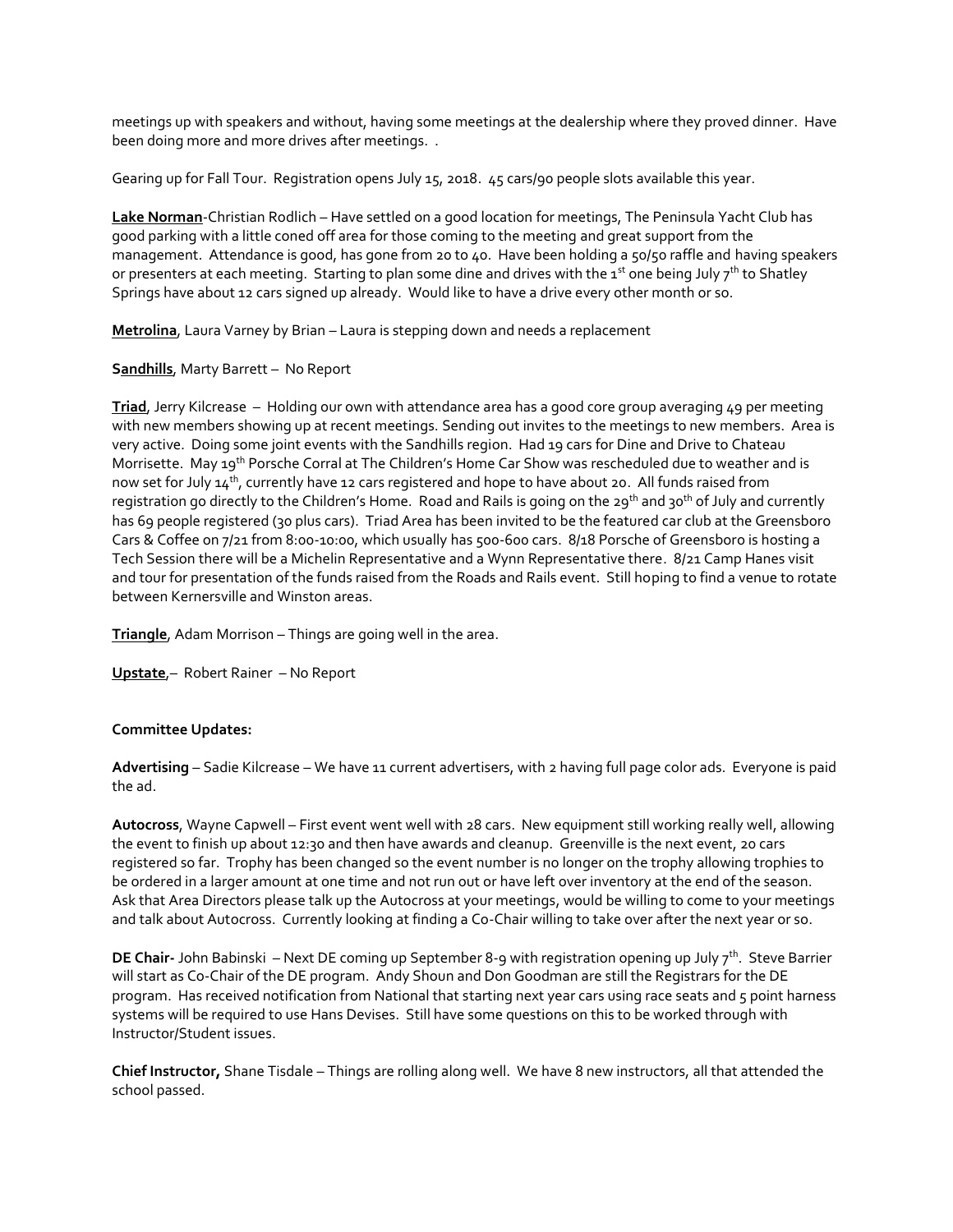meetings up with speakers and without, having some meetings at the dealership where they proved dinner. Have been doing more and more drives after meetings. .

Gearing up for Fall Tour. Registration opens July 15, 2018. 45 cars/90 people slots available this year.

**Lake Norman**-Christian Rodlich – Have settled on a good location for meetings, The Peninsula Yacht Club has good parking with a little coned off area for those coming to the meeting and great support from the management. Attendance is good, has gone from 20 to 40. Have been holding a 50/50 raffle and having speakers or presenters at each meeting. Starting to plan some dine and drives with the 1st one being July 7th to Shatley Springs have about 12 cars signed up already. Would like to have a drive every other month or so.

**Metrolina**, Laura Varney by Brian – Laura is stepping down and needs a replacement

**Sandhills**, Marty Barrett – No Report

**Triad**, Jerry Kilcrease – Holding our own with attendance area has a good core group averaging 49 per meeting with new members showing up at recent meetings. Sending out invites to the meetings to new members. Area is very active. Doing some joint events with the Sandhills region. Had 19 cars for Dine and Drive to Chateau Morrisette. May 19th Porsche Corral at The Children's Home Car Show was rescheduled due to weather and is now set for July 14th, currently have 12 cars registered and hope to have about 20. All funds raised from registration go directly to the Children's Home. Road and Rails is going on the 29th and 30th of July and currently has 69 people registered (30 plus cars). Triad Area has been invited to be the featured car club at the Greensboro Cars & Coffee on 7/21 from 8:00-10:00, which usually has 500-600 cars. 8/18 Porsche of Greensboro is hosting a Tech Session there will be a Michelin Representative and a Wynn Representative there. 8/21 Camp Hanes visit and tour for presentation of the funds raised from the Roads and Rails event. Still hoping to find a venue to rotate between Kernersville and Winston areas.

**Triangle**, Adam Morrison – Things are going well in the area.

**Upstate**,– Robert Rainer – No Report

**Committee Updates:**

**Advertising** – Sadie Kilcrease – We have 11 current advertisers, with 2 having full page color ads. Everyone is paid the ad.

**Autocross**, Wayne Capwell – First event went well with 28 cars. New equipment still working really well, allowing the event to finish up about 12:30 and then have awards and cleanup. Greenville is the next event, 20 cars registered so far. Trophy has been changed so the event number is no longer on the trophy allowing trophies to be ordered in a larger amount at one time and not run out or have left over inventory at the end of the season. Ask that Area Directors please talk up the Autocross at your meetings, would be willing to come to your meetings and talk about Autocross. Currently looking at finding a Co-Chair willing to take over after the next year or so.

**DE Chair-** John Babinski – Next DE coming up September 8-9 with registration opening up July 7th. Steve Barrier will start as Co-Chair of the DE program. Andy Shoun and Don Goodman are still the Registrars for the DE program. Has received notification from National that starting next year cars using race seats and 5 point harness systems will be required to use Hans Devises. Still have some questions on this to be worked through with Instructor/Student issues.

**Chief Instructor,** Shane Tisdale – Things are rolling along well. We have 8 new instructors, all that attended the school passed.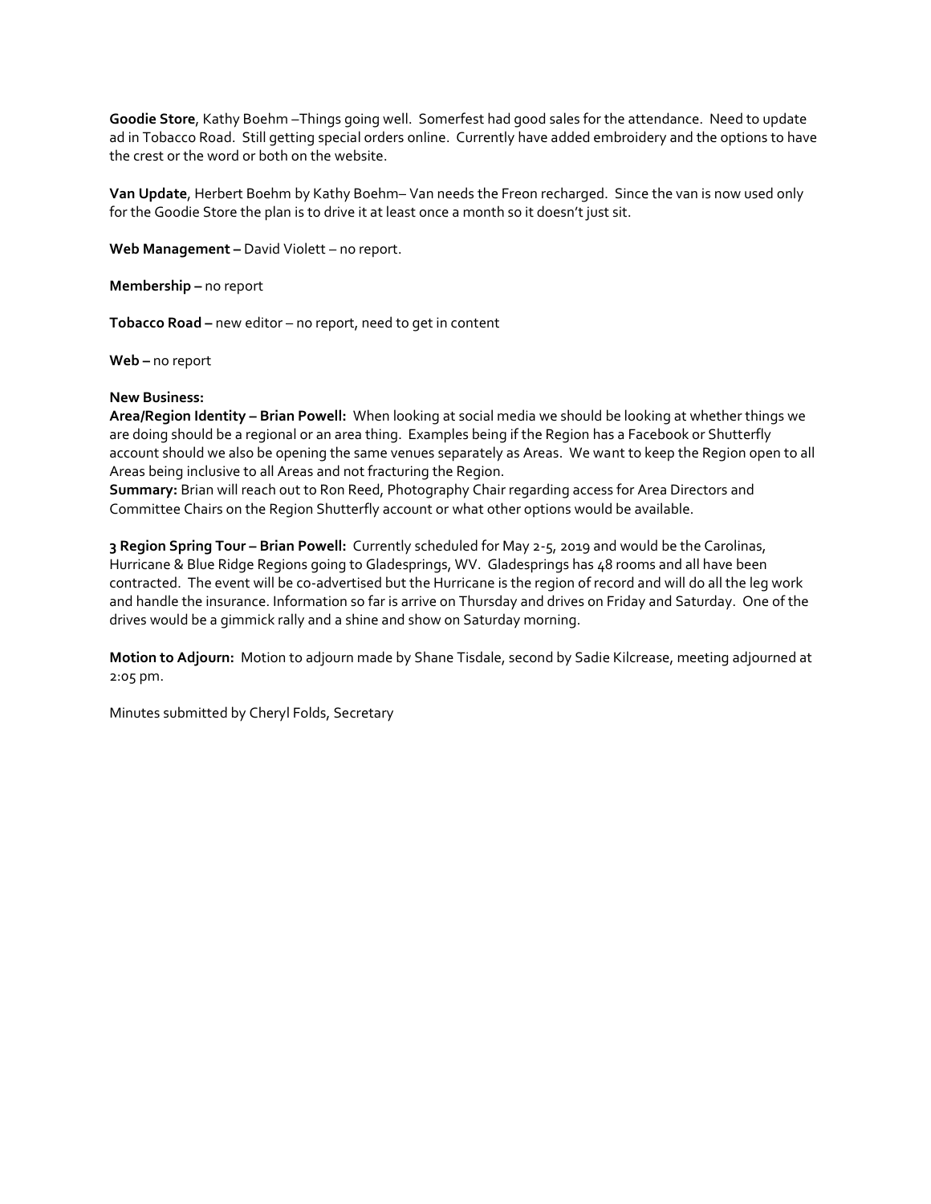**Goodie Store**, Kathy Boehm –Things going well. Somerfest had good sales for the attendance. Need to update ad in Tobacco Road. Still getting special orders online. Currently have added embroidery and the options to have the crest or the word or both on the website.

**Van Update**, Herbert Boehm by Kathy Boehm– Van needs the Freon recharged. Since the van is now used only for the Goodie Store the plan is to drive it at least once a month so it doesn't just sit.

**Web Management –** David Violett – no report.

**Membership –** no report

**Tobacco Road –** new editor – no report, need to get in content

**Web –** no report

**New Business:**

**Area/Region Identity – Brian Powell:** When looking at social media we should be looking at whether things we are doing should be a regional or an area thing. Examples being if the Region has a Facebook or Shutterfly account should we also be opening the same venues separately as Areas. We want to keep the Region open to all Areas being inclusive to all Areas and not fracturing the Region.

**Summary:** Brian will reach out to Ron Reed, Photography Chair regarding access for Area Directors and Committee Chairs on the Region Shutterfly account or what other options would be available.

**3 Region Spring Tour – Brian Powell:** Currently scheduled for May 2-5, 2019 and would be the Carolinas, Hurricane & Blue Ridge Regions going to Gladesprings, WV. Gladesprings has 48 rooms and all have been contracted. The event will be co-advertised but the Hurricane is the region of record and will do all the leg work and handle the insurance. Information so far is arrive on Thursday and drives on Friday and Saturday. One of the drives would be a gimmick rally and a shine and show on Saturday morning.

**Motion to Adjourn:** Motion to adjourn made by Shane Tisdale, second by Sadie Kilcrease, meeting adjourned at 2:05 pm.

Minutes submitted by Cheryl Folds, Secretary